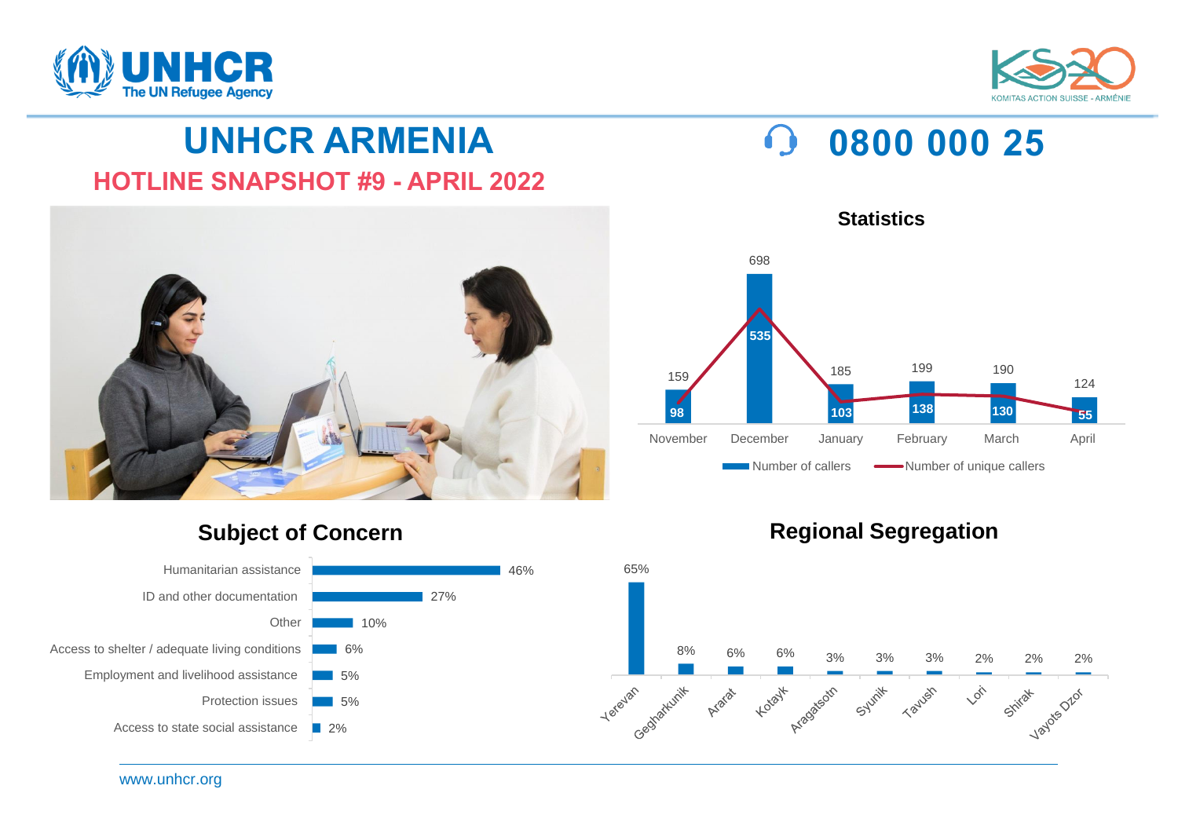UNHCR
The UN Refugee Agency

KOMITAS ACTION SUISSE - ARMÉNIE

# UNHCR ARMENIA

## HOTLINE SNAPSHOT #9 - APRIL 2022

0800 000 25

### Statistics

November: 159, 98
December: 698, 535
January: 185, 103
February: 199, 138
March: 190, 130
April: 124, 55

Number of callers
Number of unique callers

### Subject of Concern

Humanitarian assistance 46%
ID and other documentation 27%
Other 10%
Access to shelter / adequate living conditions 6%
Employment and livelihood assistance 5%
Protection issues 5%
Access to state social assistance 2%

### Regional Segregation

Yerevan 65%
Gegharkunik 8%
Ararat 6%
Kotayk 6%
Aragatsotn 3%
Syunik 3%
Tavush 3%
Lori 2%
Shirak 2%
Vayots Dzor 2%

www.unhcr.org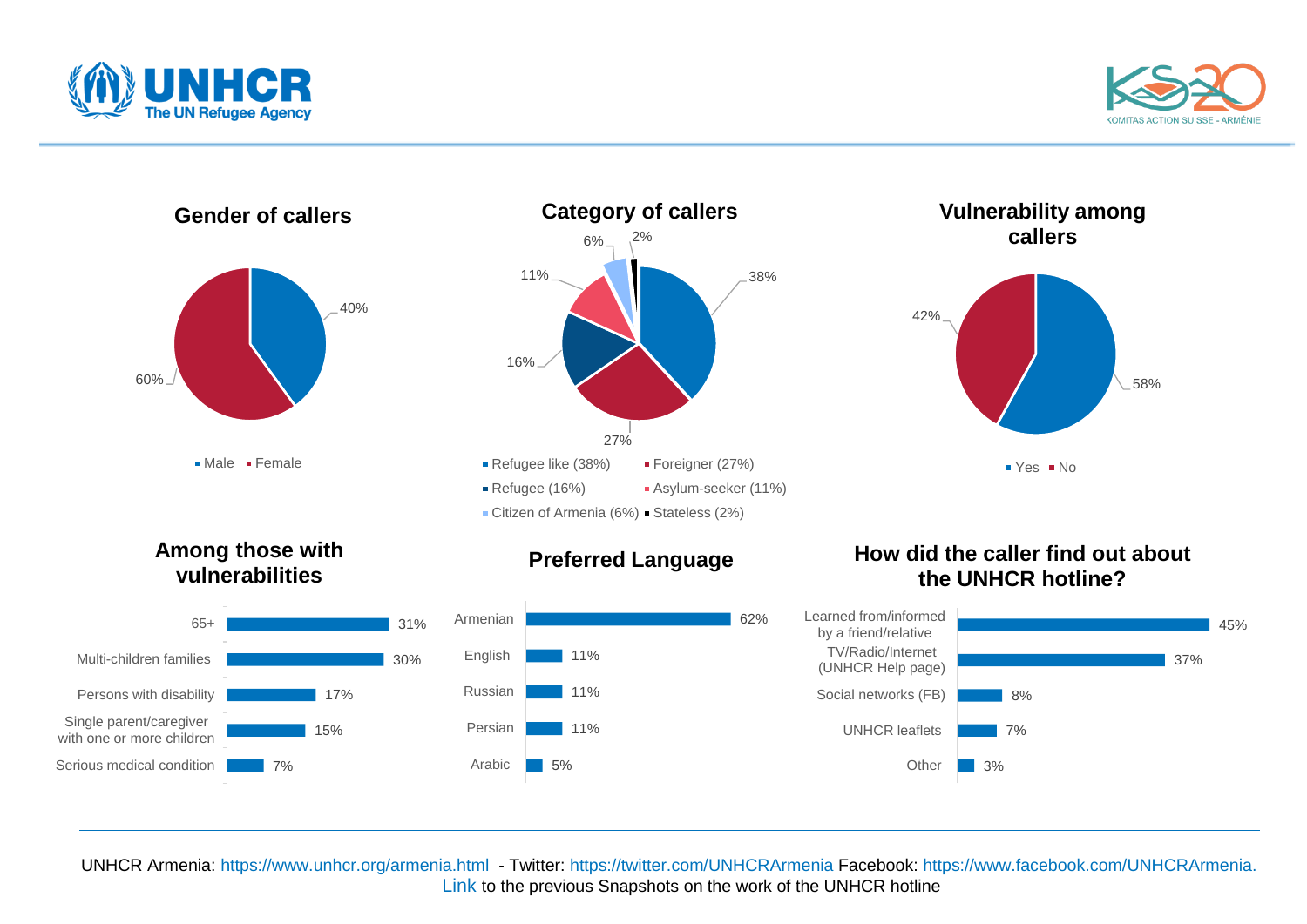UNHCR The UN Refugee Agency

KOMITAS ACTION SUISSE - ARMÉNIE

## Gender of callers

40%

60%

Male ■ Female

## Category of callers

38%

27%

16%

11%

6%

2%

Refugee like (38%)
Foreigner (27%)
Refugee (16%)
Asylum-seeker (11%)
Citizen of Armenia (6%)
Stateless (2%)

## Vulnerability among callers

58%

42%

Yes ■ No

## Among those with vulnerabilities

65+ 31%
Multi-children families 30%
Persons with disability 17%
Single parent/caregiver with one or more children 15%
Serious medical condition 7%

## Preferred Language

Armenian 62%
English 11%
Russian 11%
Persian 11%
Arabic 5%

## How did the caller find out about the UNHCR hotline?

Learned from/informed by a friend/relative 45%
TV/Radio/Internet (UNHCR Help page) 37%
Social networks (FB) 8%
UNHCR leaflets 7%
Other 3%

---

UNHCR Armenia: https://www.unhcr.org/armenia.html - Twitter: https://twitter.com/UNHCRArmenia Facebook: https://www.facebook.com/UNHCRArmenia. Link to the previous Snapshots on the work of the UNHCR hotline